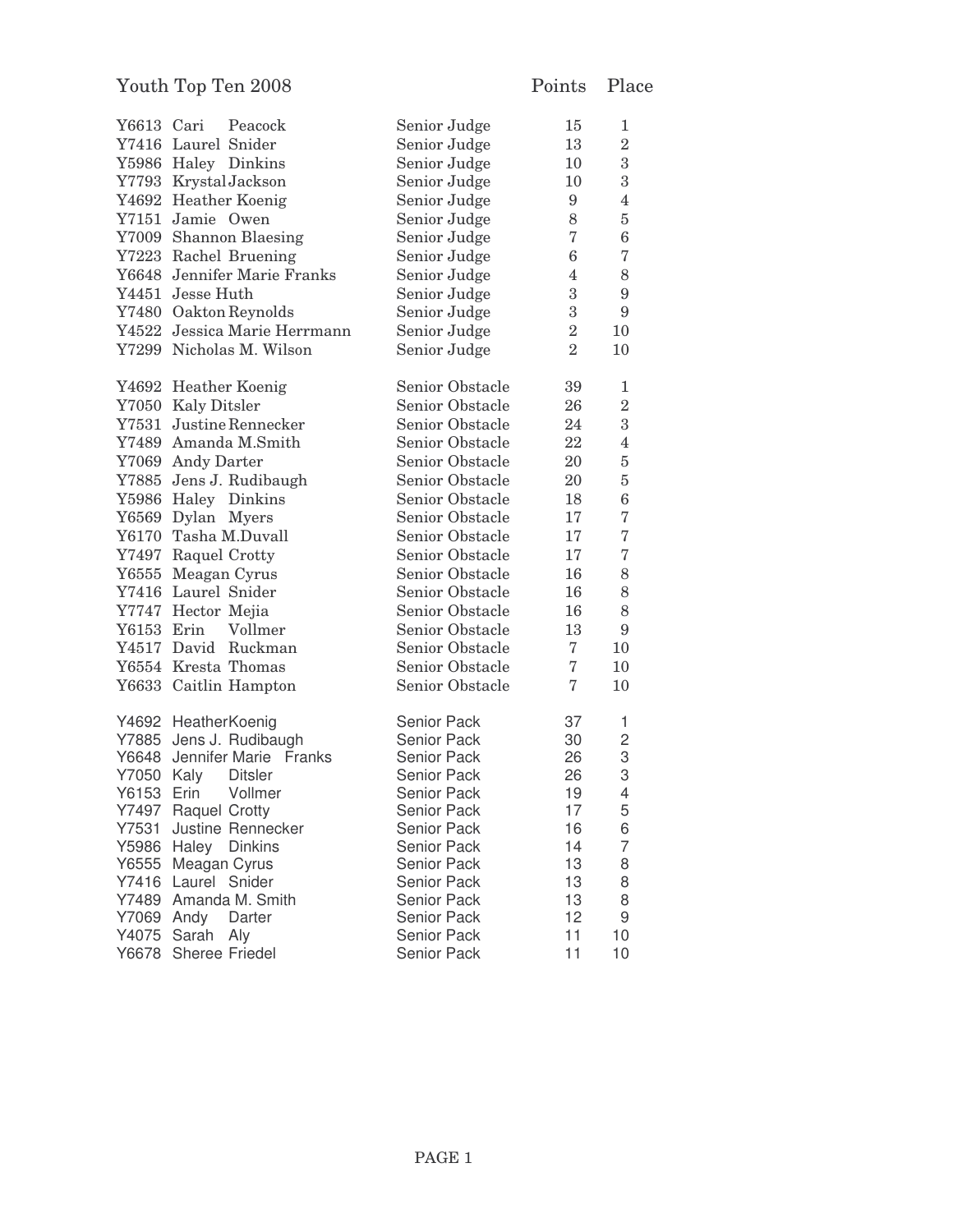# Youth Top Ten 2008

| ID | Name | Class | Points | Place |
|---|---|---|---|---|
| Y6613 | Cari Peacock | Senior Judge | 15 | 1 |
| Y7416 | Laurel Snider | Senior Judge | 13 | 2 |
| Y5986 | Haley Dinkins | Senior Judge | 10 | 3 |
| Y7793 | Krystal Jackson | Senior Judge | 10 | 3 |
| Y4692 | Heather Koenig | Senior Judge | 9 | 4 |
| Y7151 | Jamie Owen | Senior Judge | 8 | 5 |
| Y7009 | Shannon Blaesing | Senior Judge | 7 | 6 |
| Y7223 | Rachel Bruening | Senior Judge | 6 | 7 |
| Y6648 | Jennifer Marie Franks | Senior Judge | 4 | 8 |
| Y4451 | Jesse Huth | Senior Judge | 3 | 9 |
| Y7480 | Oakton Reynolds | Senior Judge | 3 | 9 |
| Y4522 | Jessica Marie Herrmann | Senior Judge | 2 | 10 |
| Y7299 | Nicholas M. Wilson | Senior Judge | 2 | 10 |
| | | | | |
| Y4692 | Heather Koenig | Senior Obstacle | 39 | 1 |
| Y7050 | Kaly Ditsler | Senior Obstacle | 26 | 2 |
| Y7531 | Justine Rennecker | Senior Obstacle | 24 | 3 |
| Y7489 | Amanda M.Smith | Senior Obstacle | 22 | 4 |
| Y7069 | Andy Darter | Senior Obstacle | 20 | 5 |
| Y7885 | Jens J. Rudibaugh | Senior Obstacle | 20 | 5 |
| Y5986 | Haley Dinkins | Senior Obstacle | 18 | 6 |
| Y6569 | Dylan Myers | Senior Obstacle | 17 | 7 |
| Y6170 | Tasha M.Duvall | Senior Obstacle | 17 | 7 |
| Y7497 | Raquel Crotty | Senior Obstacle | 17 | 7 |
| Y6555 | Meagan Cyrus | Senior Obstacle | 16 | 8 |
| Y7416 | Laurel Snider | Senior Obstacle | 16 | 8 |
| Y7747 | Hector Mejia | Senior Obstacle | 16 | 8 |
| Y6153 | Erin Vollmer | Senior Obstacle | 13 | 9 |
| Y4517 | David Ruckman | Senior Obstacle | 7 | 10 |
| Y6554 | Kresta Thomas | Senior Obstacle | 7 | 10 |
| Y6633 | Caitlin Hampton | Senior Obstacle | 7 | 10 |
| | | | | |
| Y4692 | HeatherKoenig | Senior Pack | 37 | 1 |
| Y7885 | Jens J. Rudibaugh | Senior Pack | 30 | 2 |
| Y6648 | Jennifer Marie Franks | Senior Pack | 26 | 3 |
| Y7050 | Kaly Ditsler | Senior Pack | 26 | 3 |
| Y6153 | Erin Vollmer | Senior Pack | 19 | 4 |
| Y7497 | Raquel Crotty | Senior Pack | 17 | 5 |
| Y7531 | Justine Rennecker | Senior Pack | 16 | 6 |
| Y5986 | Haley Dinkins | Senior Pack | 14 | 7 |
| Y6555 | Meagan Cyrus | Senior Pack | 13 | 8 |
| Y7416 | Laurel Snider | Senior Pack | 13 | 8 |
| Y7489 | Amanda M. Smith | Senior Pack | 13 | 8 |
| Y7069 | Andy Darter | Senior Pack | 12 | 9 |
| Y4075 | Sarah Aly | Senior Pack | 11 | 10 |
| Y6678 | Sheree Friedel | Senior Pack | 11 | 10 |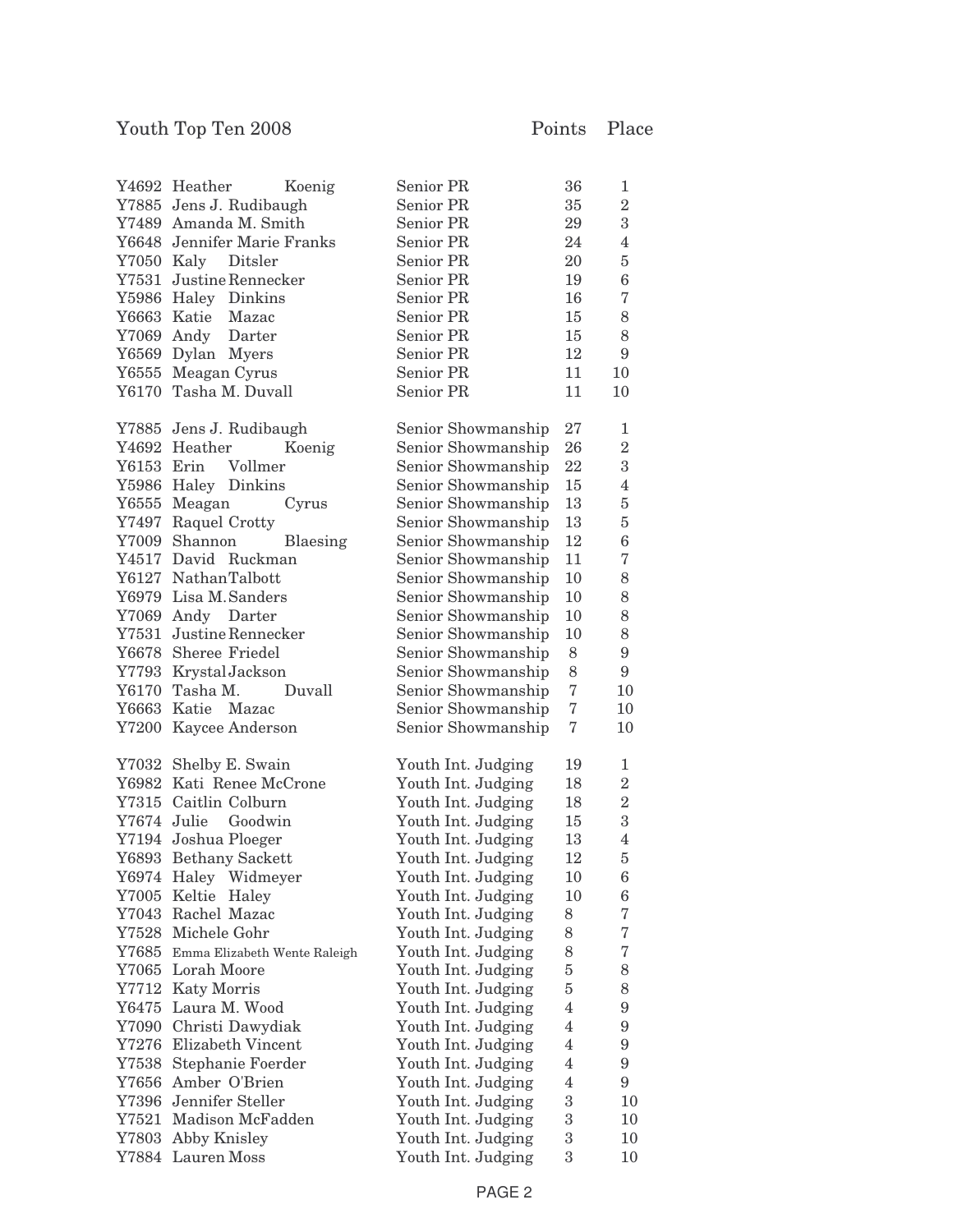Youth Top Ten 2008

| | Name | Class | Points | Place |
|---|---|---|---|---|
| Y4692 | Heather Koenig | Senior PR | 36 | 1 |
| Y7885 | Jens J. Rudibaugh | Senior PR | 35 | 2 |
| Y7489 | Amanda M. Smith | Senior PR | 29 | 3 |
| Y6648 | Jennifer Marie Franks | Senior PR | 24 | 4 |
| Y7050 | Kaly Ditsler | Senior PR | 20 | 5 |
| Y7531 | Justine Rennecker | Senior PR | 19 | 6 |
| Y5986 | Haley Dinkins | Senior PR | 16 | 7 |
| Y6663 | Katie Mazac | Senior PR | 15 | 8 |
| Y7069 | Andy Darter | Senior PR | 15 | 8 |
| Y6569 | Dylan Myers | Senior PR | 12 | 9 |
| Y6555 | Meagan Cyrus | Senior PR | 11 | 10 |
| Y6170 | Tasha M. Duvall | Senior PR | 11 | 10 |
| | | | | |
| Y7885 | Jens J. Rudibaugh | Senior Showmanship | 27 | 1 |
| Y4692 | Heather Koenig | Senior Showmanship | 26 | 2 |
| Y6153 | Erin Vollmer | Senior Showmanship | 22 | 3 |
| Y5986 | Haley Dinkins | Senior Showmanship | 15 | 4 |
| Y6555 | Meagan Cyrus | Senior Showmanship | 13 | 5 |
| Y7497 | Raquel Crotty | Senior Showmanship | 13 | 5 |
| Y7009 | Shannon Blaesing | Senior Showmanship | 12 | 6 |
| Y4517 | David Ruckman | Senior Showmanship | 11 | 7 |
| Y6127 | Nathan Talbott | Senior Showmanship | 10 | 8 |
| Y6979 | Lisa M. Sanders | Senior Showmanship | 10 | 8 |
| Y7069 | Andy Darter | Senior Showmanship | 10 | 8 |
| Y7531 | Justine Rennecker | Senior Showmanship | 10 | 8 |
| Y6678 | Sheree Friedel | Senior Showmanship | 8 | 9 |
| Y7793 | Krystal Jackson | Senior Showmanship | 8 | 9 |
| Y6170 | Tasha M. Duvall | Senior Showmanship | 7 | 10 |
| Y6663 | Katie Mazac | Senior Showmanship | 7 | 10 |
| Y7200 | Kaycee Anderson | Senior Showmanship | 7 | 10 |
| | | | | |
| Y7032 | Shelby E. Swain | Youth Int. Judging | 19 | 1 |
| Y6982 | Kati Renee McCrone | Youth Int. Judging | 18 | 2 |
| Y7315 | Caitlin Colburn | Youth Int. Judging | 18 | 2 |
| Y7674 | Julie Goodwin | Youth Int. Judging | 15 | 3 |
| Y7194 | Joshua Ploeger | Youth Int. Judging | 13 | 4 |
| Y6893 | Bethany Sackett | Youth Int. Judging | 12 | 5 |
| Y6974 | Haley Widmeyer | Youth Int. Judging | 10 | 6 |
| Y7005 | Keltie Haley | Youth Int. Judging | 10 | 6 |
| Y7043 | Rachel Mazac | Youth Int. Judging | 8 | 7 |
| Y7528 | Michele Gohr | Youth Int. Judging | 8 | 7 |
| Y7685 | Emma Elizabeth Wente Raleigh | Youth Int. Judging | 8 | 7 |
| Y7065 | Lorah Moore | Youth Int. Judging | 5 | 8 |
| Y7712 | Katy Morris | Youth Int. Judging | 5 | 8 |
| Y6475 | Laura M. Wood | Youth Int. Judging | 4 | 9 |
| Y7090 | Christi Dawydiak | Youth Int. Judging | 4 | 9 |
| Y7276 | Elizabeth Vincent | Youth Int. Judging | 4 | 9 |
| Y7538 | Stephanie Foerder | Youth Int. Judging | 4 | 9 |
| Y7656 | Amber O'Brien | Youth Int. Judging | 4 | 9 |
| Y7396 | Jennifer Steller | Youth Int. Judging | 3 | 10 |
| Y7521 | Madison McFadden | Youth Int. Judging | 3 | 10 |
| Y7803 | Abby Knisley | Youth Int. Judging | 3 | 10 |
| Y7884 | Lauren Moss | Youth Int. Judging | 3 | 10 |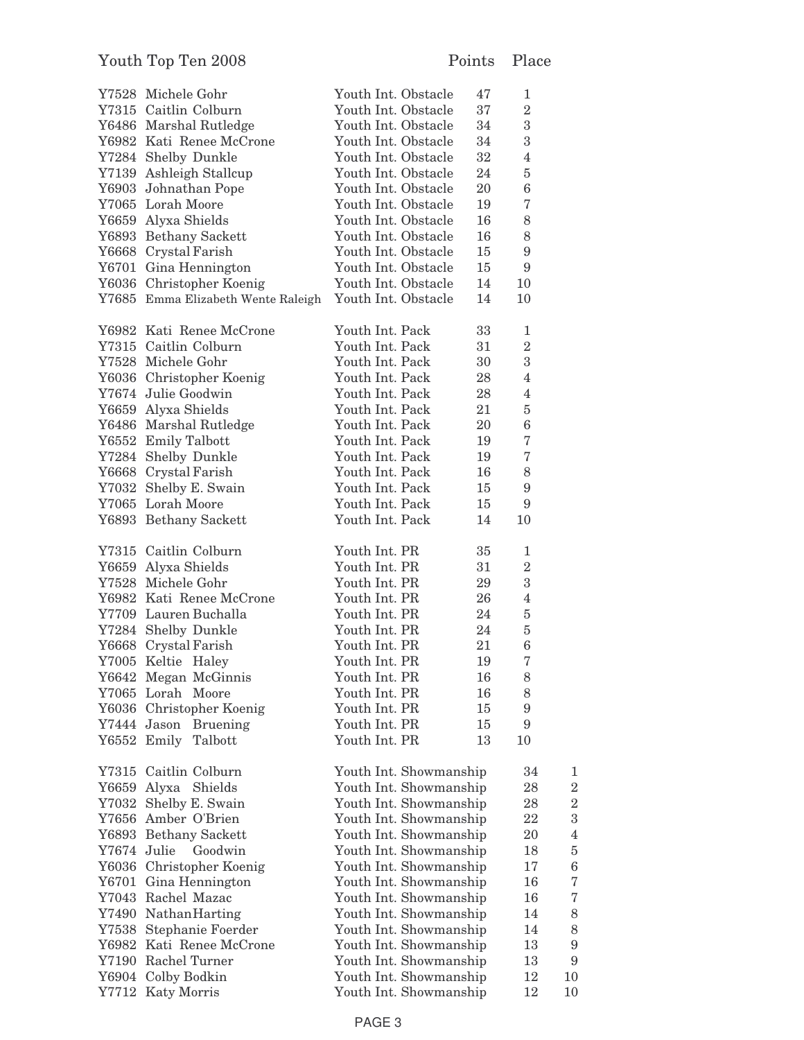| Youth Top Ten 2008 | | | Points | Place |
|---|---|---|---|---|
| Y7528 | Michele Gohr | Youth Int. Obstacle | 47 | 1 |
| Y7315 | Caitlin Colburn | Youth Int. Obstacle | 37 | 2 |
| Y6486 | Marshal Rutledge | Youth Int. Obstacle | 34 | 3 |
| Y6982 | Kati Renee McCrone | Youth Int. Obstacle | 34 | 3 |
| Y7284 | Shelby Dunkle | Youth Int. Obstacle | 32 | 4 |
| Y7139 | Ashleigh Stallcup | Youth Int. Obstacle | 24 | 5 |
| Y6903 | Johnathan Pope | Youth Int. Obstacle | 20 | 6 |
| Y7065 | Lorah Moore | Youth Int. Obstacle | 19 | 7 |
| Y6659 | Alyxa Shields | Youth Int. Obstacle | 16 | 8 |
| Y6893 | Bethany Sackett | Youth Int. Obstacle | 16 | 8 |
| Y6668 | Crystal Farish | Youth Int. Obstacle | 15 | 9 |
| Y6701 | Gina Hennington | Youth Int. Obstacle | 15 | 9 |
| Y6036 | Christopher Koenig | Youth Int. Obstacle | 14 | 10 |
| Y7685 | Emma Elizabeth Wente Raleigh | Youth Int. Obstacle | 14 | 10 |
| | | | | |
| Y6982 | Kati Renee McCrone | Youth Int. Pack | 33 | 1 |
| Y7315 | Caitlin Colburn | Youth Int. Pack | 31 | 2 |
| Y7528 | Michele Gohr | Youth Int. Pack | 30 | 3 |
| Y6036 | Christopher Koenig | Youth Int. Pack | 28 | 4 |
| Y7674 | Julie Goodwin | Youth Int. Pack | 28 | 4 |
| Y6659 | Alyxa Shields | Youth Int. Pack | 21 | 5 |
| Y6486 | Marshal Rutledge | Youth Int. Pack | 20 | 6 |
| Y6552 | Emily Talbott | Youth Int. Pack | 19 | 7 |
| Y7284 | Shelby Dunkle | Youth Int. Pack | 19 | 7 |
| Y6668 | Crystal Farish | Youth Int. Pack | 16 | 8 |
| Y7032 | Shelby E. Swain | Youth Int. Pack | 15 | 9 |
| Y7065 | Lorah Moore | Youth Int. Pack | 15 | 9 |
| Y6893 | Bethany Sackett | Youth Int. Pack | 14 | 10 |
| | | | | |
| Y7315 | Caitlin Colburn | Youth Int. PR | 35 | 1 |
| Y6659 | Alyxa Shields | Youth Int. PR | 31 | 2 |
| Y7528 | Michele Gohr | Youth Int. PR | 29 | 3 |
| Y6982 | Kati Renee McCrone | Youth Int. PR | 26 | 4 |
| Y7709 | Lauren Buchalla | Youth Int. PR | 24 | 5 |
| Y7284 | Shelby Dunkle | Youth Int. PR | 24 | 5 |
| Y6668 | Crystal Farish | Youth Int. PR | 21 | 6 |
| Y7005 | Keltie Haley | Youth Int. PR | 19 | 7 |
| Y6642 | Megan McGinnis | Youth Int. PR | 16 | 8 |
| Y7065 | Lorah Moore | Youth Int. PR | 16 | 8 |
| Y6036 | Christopher Koenig | Youth Int. PR | 15 | 9 |
| Y7444 | Jason Bruening | Youth Int. PR | 15 | 9 |
| Y6552 | Emily Talbott | Youth Int. PR | 13 | 10 |
| | | | | |
| Y7315 | Caitlin Colburn | Youth Int. Showmanship | 34 | 1 |
| Y6659 | Alyxa Shields | Youth Int. Showmanship | 28 | 2 |
| Y7032 | Shelby E. Swain | Youth Int. Showmanship | 28 | 2 |
| Y7656 | Amber O'Brien | Youth Int. Showmanship | 22 | 3 |
| Y6893 | Bethany Sackett | Youth Int. Showmanship | 20 | 4 |
| Y7674 | Julie Goodwin | Youth Int. Showmanship | 18 | 5 |
| Y6036 | Christopher Koenig | Youth Int. Showmanship | 17 | 6 |
| Y6701 | Gina Hennington | Youth Int. Showmanship | 16 | 7 |
| Y7043 | Rachel Mazac | Youth Int. Showmanship | 16 | 7 |
| Y7490 | Nathan Harting | Youth Int. Showmanship | 14 | 8 |
| Y7538 | Stephanie Foerder | Youth Int. Showmanship | 14 | 8 |
| Y6982 | Kati Renee McCrone | Youth Int. Showmanship | 13 | 9 |
| Y7190 | Rachel Turner | Youth Int. Showmanship | 13 | 9 |
| Y6904 | Colby Bodkin | Youth Int. Showmanship | 12 | 10 |
| Y7712 | Katy Morris | Youth Int. Showmanship | 12 | 10 |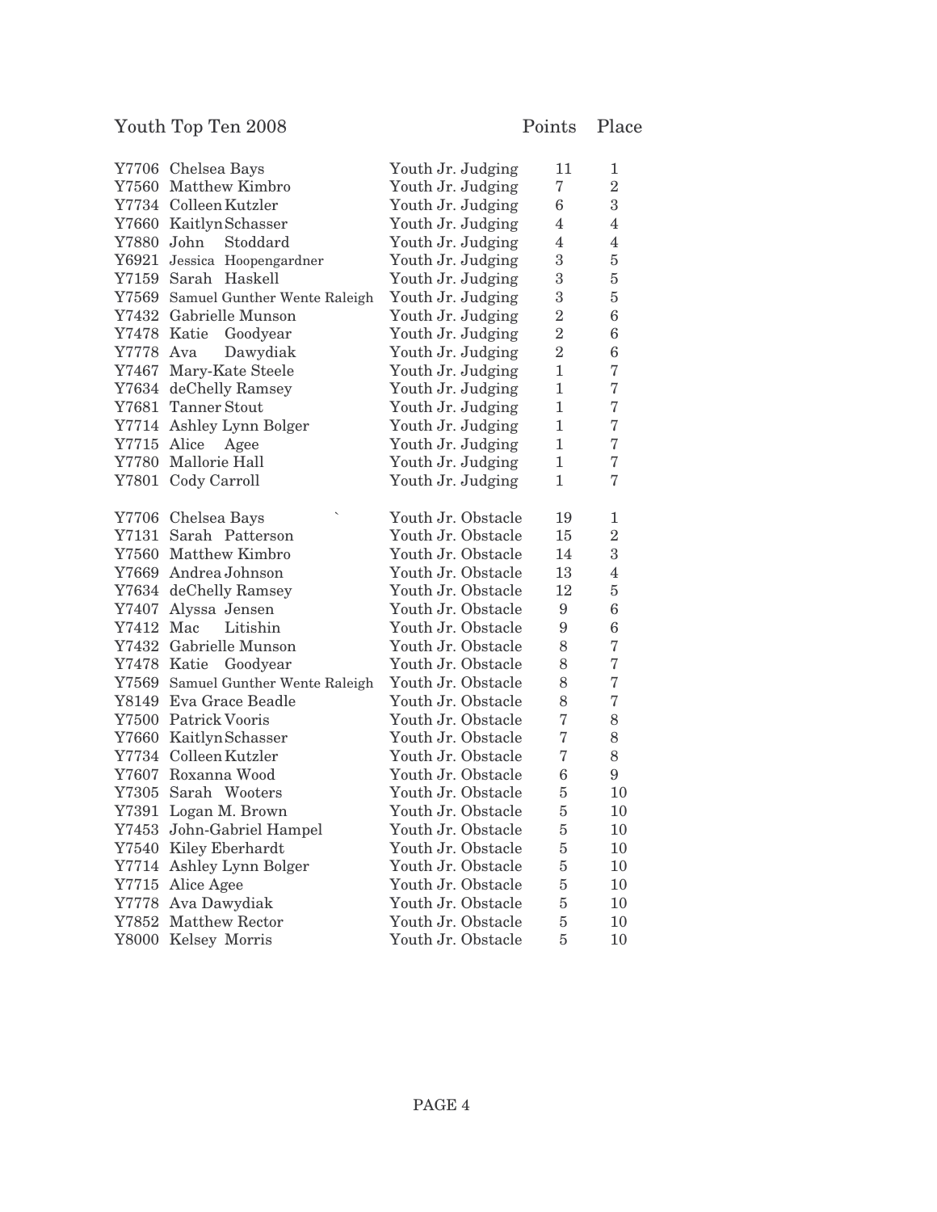| Youth Top Ten 2008 | | | Points | Place |
|---|---|---|---|---|
| Y7706 | Chelsea Bays | Youth Jr. Judging | 11 | 1 |
| Y7560 | Matthew Kimbro | Youth Jr. Judging | 7 | 2 |
| Y7734 | Colleen Kutzler | Youth Jr. Judging | 6 | 3 |
| Y7660 | Kaitlyn Schasser | Youth Jr. Judging | 4 | 4 |
| Y7880 | John Stoddard | Youth Jr. Judging | 4 | 4 |
| Y6921 | Jessica Hoopengardner | Youth Jr. Judging | 3 | 5 |
| Y7159 | Sarah Haskell | Youth Jr. Judging | 3 | 5 |
| Y7569 | Samuel Gunther Wente Raleigh | Youth Jr. Judging | 3 | 5 |
| Y7432 | Gabrielle Munson | Youth Jr. Judging | 2 | 6 |
| Y7478 | Katie Goodyear | Youth Jr. Judging | 2 | 6 |
| Y7778 | Ava Dawydiak | Youth Jr. Judging | 2 | 6 |
| Y7467 | Mary-Kate Steele | Youth Jr. Judging | 1 | 7 |
| Y7634 | deChelly Ramsey | Youth Jr. Judging | 1 | 7 |
| Y7681 | Tanner Stout | Youth Jr. Judging | 1 | 7 |
| Y7714 | Ashley Lynn Bolger | Youth Jr. Judging | 1 | 7 |
| Y7715 | Alice Agee | Youth Jr. Judging | 1 | 7 |
| Y7780 | Mallorie Hall | Youth Jr. Judging | 1 | 7 |
| Y7801 | Cody Carroll | Youth Jr. Judging | 1 | 7 |
| | | | | |
| Y7706 | Chelsea Bays | Youth Jr. Obstacle | 19 | 1 |
| Y7131 | Sarah Patterson | Youth Jr. Obstacle | 15 | 2 |
| Y7560 | Matthew Kimbro | Youth Jr. Obstacle | 14 | 3 |
| Y7669 | Andrea Johnson | Youth Jr. Obstacle | 13 | 4 |
| Y7634 | deChelly Ramsey | Youth Jr. Obstacle | 12 | 5 |
| Y7407 | Alyssa Jensen | Youth Jr. Obstacle | 9 | 6 |
| Y7412 | Mac Litishin | Youth Jr. Obstacle | 9 | 6 |
| Y7432 | Gabrielle Munson | Youth Jr. Obstacle | 8 | 7 |
| Y7478 | Katie Goodyear | Youth Jr. Obstacle | 8 | 7 |
| Y7569 | Samuel Gunther Wente Raleigh | Youth Jr. Obstacle | 8 | 7 |
| Y8149 | Eva Grace Beadle | Youth Jr. Obstacle | 8 | 7 |
| Y7500 | Patrick Vooris | Youth Jr. Obstacle | 7 | 8 |
| Y7660 | Kaitlyn Schasser | Youth Jr. Obstacle | 7 | 8 |
| Y7734 | Colleen Kutzler | Youth Jr. Obstacle | 7 | 8 |
| Y7607 | Roxanna Wood | Youth Jr. Obstacle | 6 | 9 |
| Y7305 | Sarah Wooters | Youth Jr. Obstacle | 5 | 10 |
| Y7391 | Logan M. Brown | Youth Jr. Obstacle | 5 | 10 |
| Y7453 | John-Gabriel Hampel | Youth Jr. Obstacle | 5 | 10 |
| Y7540 | Kiley Eberhardt | Youth Jr. Obstacle | 5 | 10 |
| Y7714 | Ashley Lynn Bolger | Youth Jr. Obstacle | 5 | 10 |
| Y7715 | Alice Agee | Youth Jr. Obstacle | 5 | 10 |
| Y7778 | Ava Dawydiak | Youth Jr. Obstacle | 5 | 10 |
| Y7852 | Matthew Rector | Youth Jr. Obstacle | 5 | 10 |
| Y8000 | Kelsey Morris | Youth Jr. Obstacle | 5 | 10 |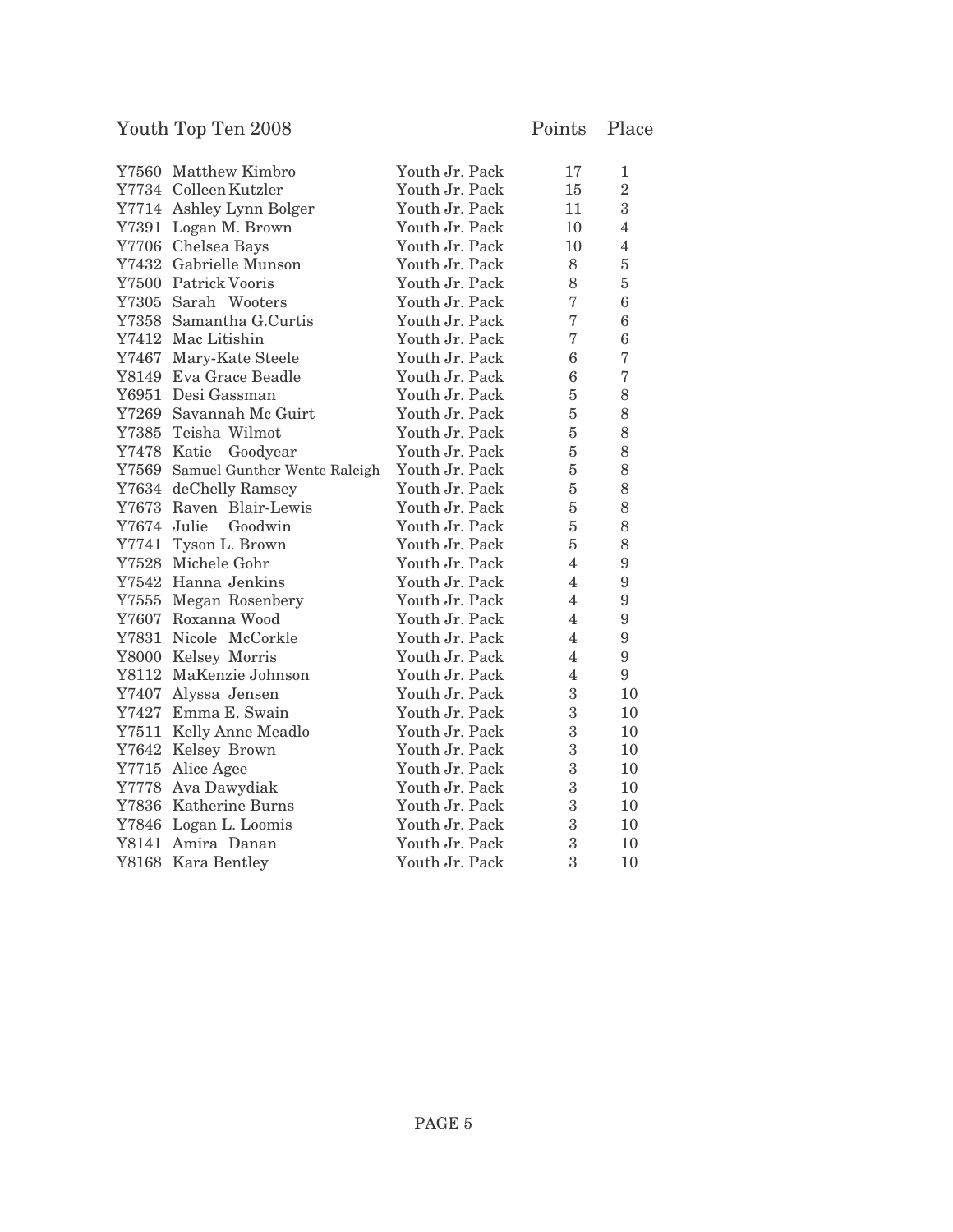## Youth Top Ten 2008

| ID | Name | Class | Points | Place |
|---|---|---|---|---|
| Y7560 | Matthew Kimbro | Youth Jr. Pack | 17 | 1 |
| Y7734 | Colleen Kutzler | Youth Jr. Pack | 15 | 2 |
| Y7714 | Ashley Lynn Bolger | Youth Jr. Pack | 11 | 3 |
| Y7391 | Logan M. Brown | Youth Jr. Pack | 10 | 4 |
| Y7706 | Chelsea Bays | Youth Jr. Pack | 10 | 4 |
| Y7432 | Gabrielle Munson | Youth Jr. Pack | 8 | 5 |
| Y7500 | Patrick Vooris | Youth Jr. Pack | 8 | 5 |
| Y7305 | Sarah Wooters | Youth Jr. Pack | 7 | 6 |
| Y7358 | Samantha G.Curtis | Youth Jr. Pack | 7 | 6 |
| Y7412 | Mac Litishin | Youth Jr. Pack | 7 | 6 |
| Y7467 | Mary-Kate Steele | Youth Jr. Pack | 6 | 7 |
| Y8149 | Eva Grace Beadle | Youth Jr. Pack | 6 | 7 |
| Y6951 | Desi Gassman | Youth Jr. Pack | 5 | 8 |
| Y7269 | Savannah Mc Guirt | Youth Jr. Pack | 5 | 8 |
| Y7385 | Teisha Wilmot | Youth Jr. Pack | 5 | 8 |
| Y7478 | Katie Goodyear | Youth Jr. Pack | 5 | 8 |
| Y7569 | Samuel Gunther Wente Raleigh | Youth Jr. Pack | 5 | 8 |
| Y7634 | deChelly Ramsey | Youth Jr. Pack | 5 | 8 |
| Y7673 | Raven Blair-Lewis | Youth Jr. Pack | 5 | 8 |
| Y7674 | Julie Goodwin | Youth Jr. Pack | 5 | 8 |
| Y7741 | Tyson L. Brown | Youth Jr. Pack | 5 | 8 |
| Y7528 | Michele Gohr | Youth Jr. Pack | 4 | 9 |
| Y7542 | Hanna Jenkins | Youth Jr. Pack | 4 | 9 |
| Y7555 | Megan Rosenbery | Youth Jr. Pack | 4 | 9 |
| Y7607 | Roxanna Wood | Youth Jr. Pack | 4 | 9 |
| Y7831 | Nicole McCorkle | Youth Jr. Pack | 4 | 9 |
| Y8000 | Kelsey Morris | Youth Jr. Pack | 4 | 9 |
| Y8112 | MaKenzie Johnson | Youth Jr. Pack | 4 | 9 |
| Y7407 | Alyssa Jensen | Youth Jr. Pack | 3 | 10 |
| Y7427 | Emma E. Swain | Youth Jr. Pack | 3 | 10 |
| Y7511 | Kelly Anne Meadlo | Youth Jr. Pack | 3 | 10 |
| Y7642 | Kelsey Brown | Youth Jr. Pack | 3 | 10 |
| Y7715 | Alice Agee | Youth Jr. Pack | 3 | 10 |
| Y7778 | Ava Dawydiak | Youth Jr. Pack | 3 | 10 |
| Y7836 | Katherine Burns | Youth Jr. Pack | 3 | 10 |
| Y7846 | Logan L. Loomis | Youth Jr. Pack | 3 | 10 |
| Y8141 | Amira Danan | Youth Jr. Pack | 3 | 10 |
| Y8168 | Kara Bentley | Youth Jr. Pack | 3 | 10 |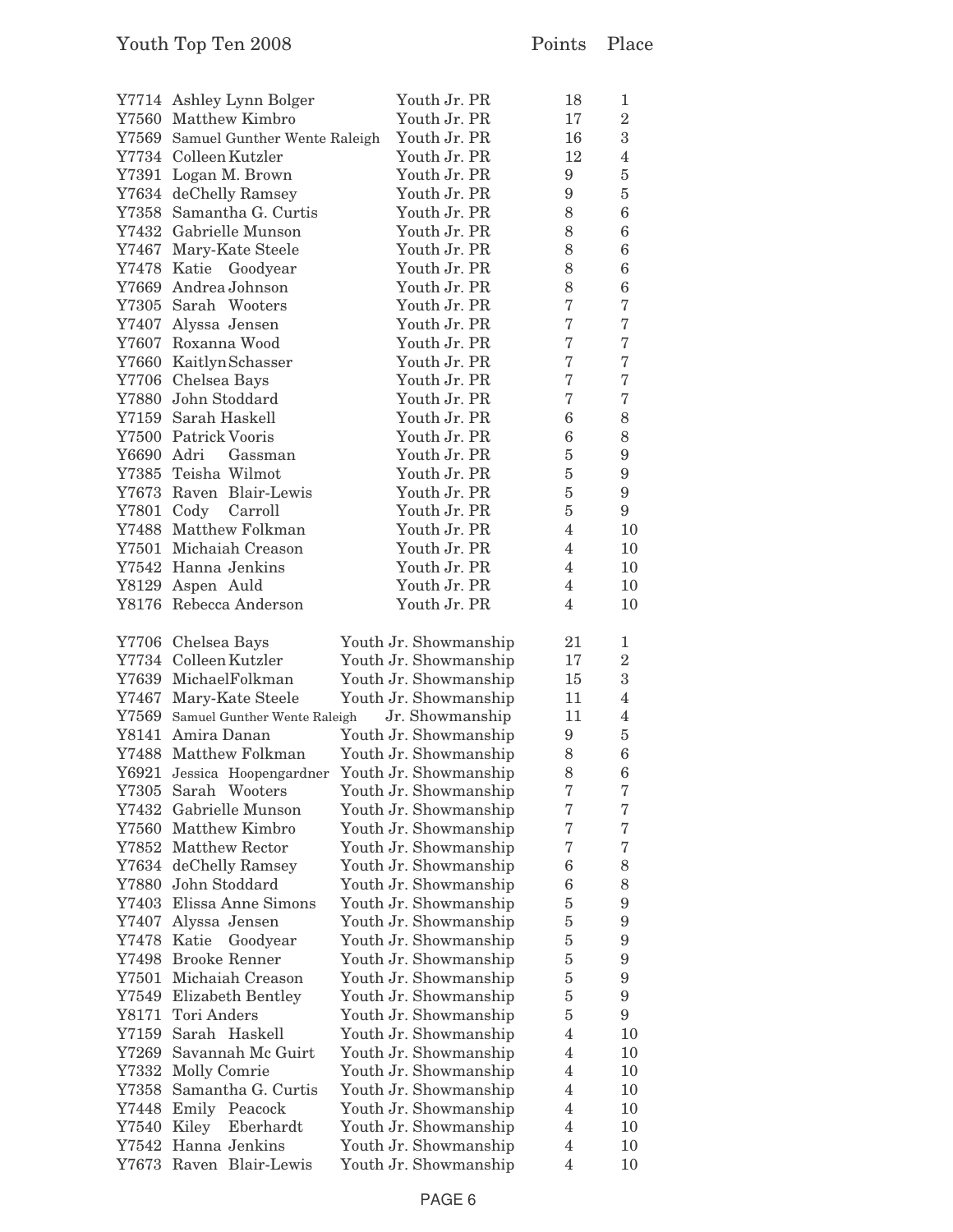# Youth Top Ten 2008

| | | | Points | Place |
|---|---|---|---|---|
| Y7714 | Ashley Lynn Bolger | Youth Jr. PR | 18 | 1 |
| Y7560 | Matthew Kimbro | Youth Jr. PR | 17 | 2 |
| Y7569 | Samuel Gunther Wente Raleigh | Youth Jr. PR | 16 | 3 |
| Y7734 | Colleen Kutzler | Youth Jr. PR | 12 | 4 |
| Y7391 | Logan M. Brown | Youth Jr. PR | 9 | 5 |
| Y7634 | deChelly Ramsey | Youth Jr. PR | 9 | 5 |
| Y7358 | Samantha G. Curtis | Youth Jr. PR | 8 | 6 |
| Y7432 | Gabrielle Munson | Youth Jr. PR | 8 | 6 |
| Y7467 | Mary-Kate Steele | Youth Jr. PR | 8 | 6 |
| Y7478 | Katie Goodyear | Youth Jr. PR | 8 | 6 |
| Y7669 | Andrea Johnson | Youth Jr. PR | 8 | 6 |
| Y7305 | Sarah Wooters | Youth Jr. PR | 7 | 7 |
| Y7407 | Alyssa Jensen | Youth Jr. PR | 7 | 7 |
| Y7607 | Roxanna Wood | Youth Jr. PR | 7 | 7 |
| Y7660 | Kaitlyn Schasser | Youth Jr. PR | 7 | 7 |
| Y7706 | Chelsea Bays | Youth Jr. PR | 7 | 7 |
| Y7880 | John Stoddard | Youth Jr. PR | 7 | 7 |
| Y7159 | Sarah Haskell | Youth Jr. PR | 6 | 8 |
| Y7500 | Patrick Vooris | Youth Jr. PR | 6 | 8 |
| Y6690 | Adri Gassman | Youth Jr. PR | 5 | 9 |
| Y7385 | Teisha Wilmot | Youth Jr. PR | 5 | 9 |
| Y7673 | Raven Blair-Lewis | Youth Jr. PR | 5 | 9 |
| Y7801 | Cody Carroll | Youth Jr. PR | 5 | 9 |
| Y7488 | Matthew Folkman | Youth Jr. PR | 4 | 10 |
| Y7501 | Michaiah Creason | Youth Jr. PR | 4 | 10 |
| Y7542 | Hanna Jenkins | Youth Jr. PR | 4 | 10 |
| Y8129 | Aspen Auld | Youth Jr. PR | 4 | 10 |
| Y8176 | Rebecca Anderson | Youth Jr. PR | 4 | 10 |
| Y7706 | Chelsea Bays | Youth Jr. Showmanship | 21 | 1 |
| Y7734 | Colleen Kutzler | Youth Jr. Showmanship | 17 | 2 |
| Y7639 | MichaelFolkman | Youth Jr. Showmanship | 15 | 3 |
| Y7467 | Mary-Kate Steele | Youth Jr. Showmanship | 11 | 4 |
| Y7569 | Samuel Gunther Wente Raleigh | Jr. Showmanship | 11 | 4 |
| Y8141 | Amira Danan | Youth Jr. Showmanship | 9 | 5 |
| Y7488 | Matthew Folkman | Youth Jr. Showmanship | 8 | 6 |
| Y6921 | Jessica Hoopengardner | Youth Jr. Showmanship | 8 | 6 |
| Y7305 | Sarah Wooters | Youth Jr. Showmanship | 7 | 7 |
| Y7432 | Gabrielle Munson | Youth Jr. Showmanship | 7 | 7 |
| Y7560 | Matthew Kimbro | Youth Jr. Showmanship | 7 | 7 |
| Y7852 | Matthew Rector | Youth Jr. Showmanship | 7 | 7 |
| Y7634 | deChelly Ramsey | Youth Jr. Showmanship | 6 | 8 |
| Y7880 | John Stoddard | Youth Jr. Showmanship | 6 | 8 |
| Y7403 | Elissa Anne Simons | Youth Jr. Showmanship | 5 | 9 |
| Y7407 | Alyssa Jensen | Youth Jr. Showmanship | 5 | 9 |
| Y7478 | Katie Goodyear | Youth Jr. Showmanship | 5 | 9 |
| Y7498 | Brooke Renner | Youth Jr. Showmanship | 5 | 9 |
| Y7501 | Michaiah Creason | Youth Jr. Showmanship | 5 | 9 |
| Y7549 | Elizabeth Bentley | Youth Jr. Showmanship | 5 | 9 |
| Y8171 | Tori Anders | Youth Jr. Showmanship | 5 | 9 |
| Y7159 | Sarah Haskell | Youth Jr. Showmanship | 4 | 10 |
| Y7269 | Savannah Mc Guirt | Youth Jr. Showmanship | 4 | 10 |
| Y7332 | Molly Comrie | Youth Jr. Showmanship | 4 | 10 |
| Y7358 | Samantha G. Curtis | Youth Jr. Showmanship | 4 | 10 |
| Y7448 | Emily Peacock | Youth Jr. Showmanship | 4 | 10 |
| Y7540 | Kiley Eberhardt | Youth Jr. Showmanship | 4 | 10 |
| Y7542 | Hanna Jenkins | Youth Jr. Showmanship | 4 | 10 |
| Y7673 | Raven Blair-Lewis | Youth Jr. Showmanship | 4 | 10 |